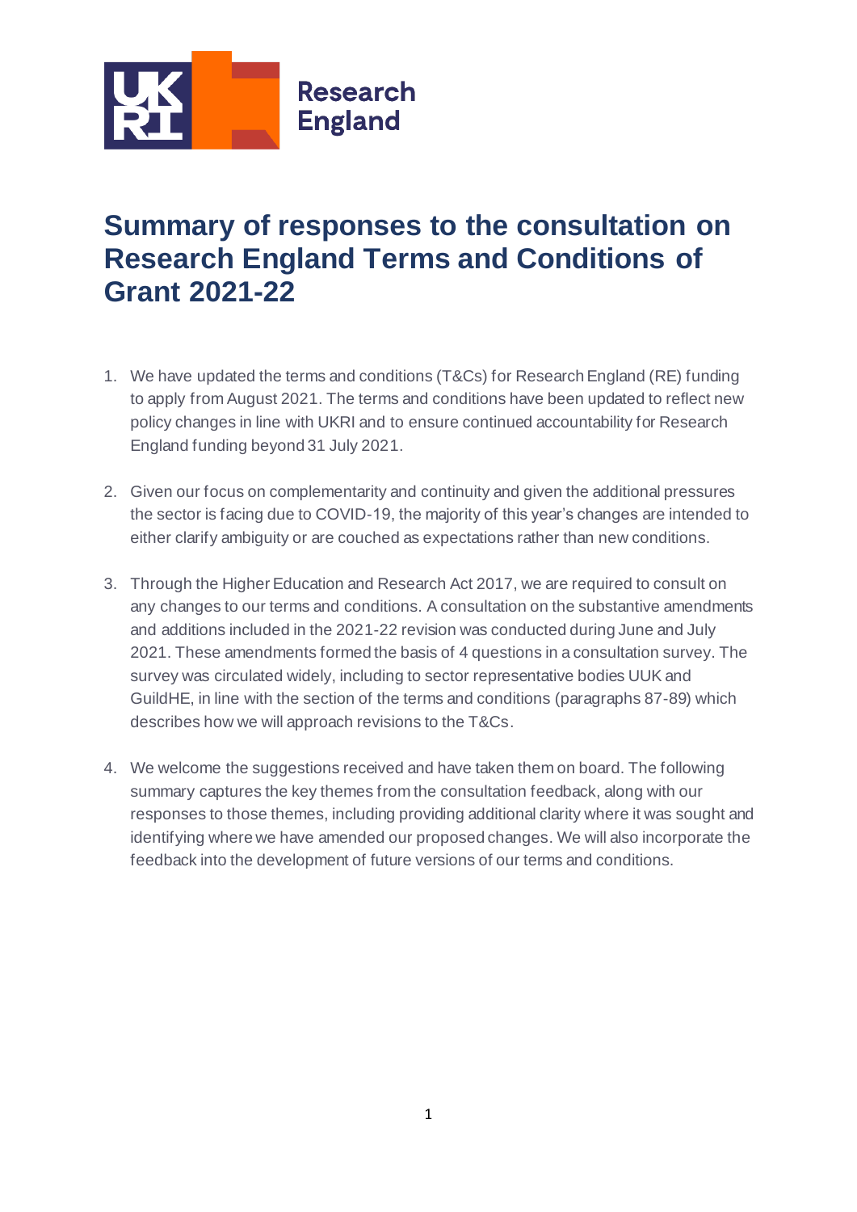UKRI Research England

# Summary of responses to the consultation on Research England Terms and Conditions of Grant 2021-22

1. We have updated the terms and conditions (T&Cs) for Research England (RE) funding to apply from August 2021. The terms and conditions have been updated to reflect new policy changes in line with UKRI and to ensure continued accountability for Research England funding beyond 31 July 2021.

2. Given our focus on complementarity and continuity and given the additional pressures the sector is facing due to COVID-19, the majority of this year's changes are intended to either clarify ambiguity or are couched as expectations rather than new conditions.

3. Through the Higher Education and Research Act 2017, we are required to consult on any changes to our terms and conditions. A consultation on the substantive amendments and additions included in the 2021-22 revision was conducted during June and July 2021. These amendments formed the basis of 4 questions in a consultation survey. The survey was circulated widely, including to sector representative bodies UUK and GuildHE, in line with the section of the terms and conditions (paragraphs 87-89) which describes how we will approach revisions to the T&Cs.

4. We welcome the suggestions received and have taken them on board. The following summary captures the key themes from the consultation feedback, along with our responses to those themes, including providing additional clarity where it was sought and identifying where we have amended our proposed changes. We will also incorporate the feedback into the development of future versions of our terms and conditions.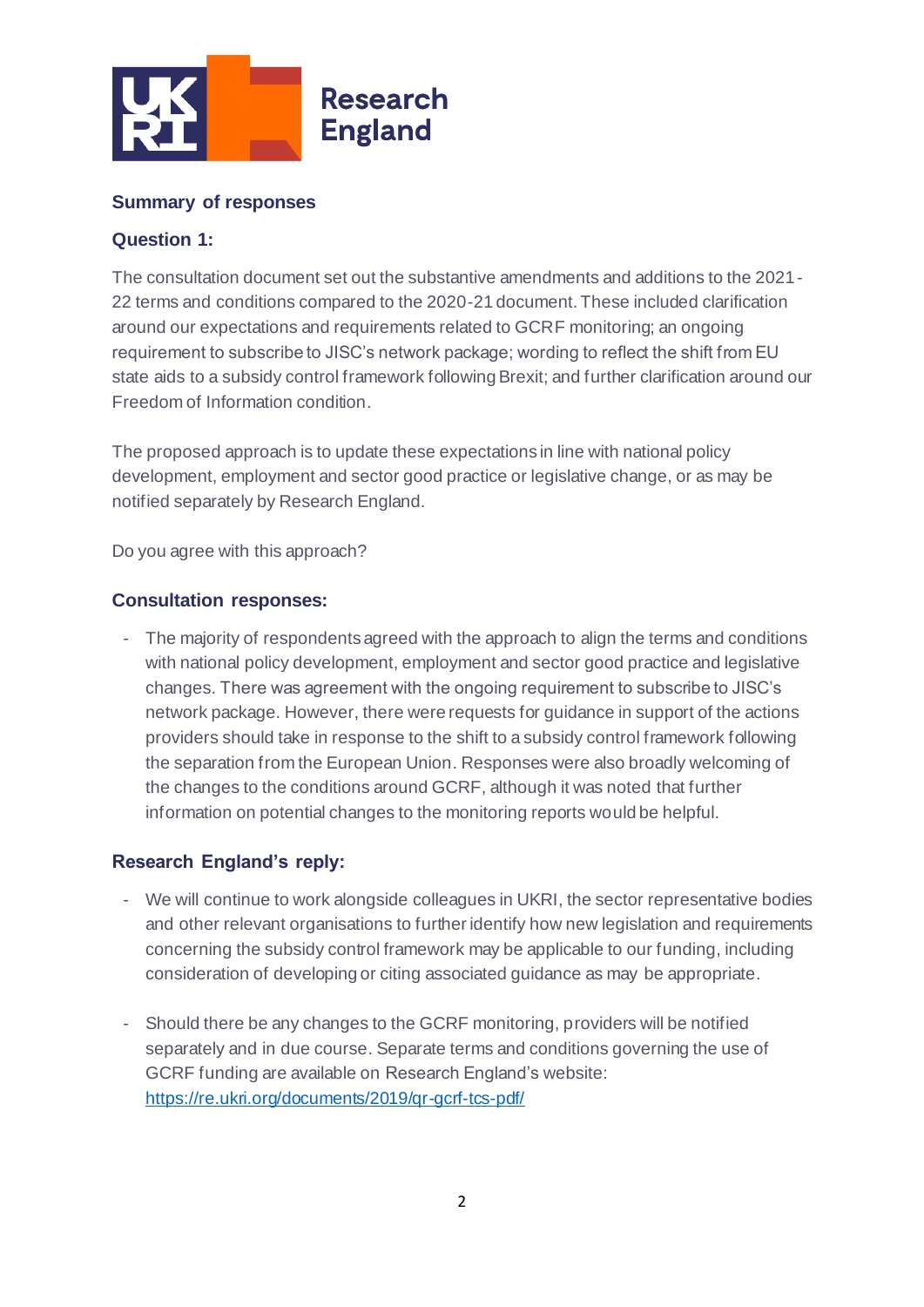Research England

### Summary of responses

### Question 1:

The consultation document set out the substantive amendments and additions to the 2021-22 terms and conditions compared to the 2020-21 document. These included clarification around our expectations and requirements related to GCRF monitoring; an ongoing requirement to subscribe to JISC's network package; wording to reflect the shift from EU state aids to a subsidy control framework following Brexit; and further clarification around our Freedom of Information condition.

The proposed approach is to update these expectations in line with national policy development, employment and sector good practice or legislative change, or as may be notified separately by Research England.

Do you agree with this approach?

### Consultation responses:

- The majority of respondents agreed with the approach to align the terms and conditions with national policy development, employment and sector good practice and legislative changes. There was agreement with the ongoing requirement to subscribe to JISC's network package. However, there were requests for guidance in support of the actions providers should take in response to the shift to a subsidy control framework following the separation from the European Union. Responses were also broadly welcoming of the changes to the conditions around GCRF, although it was noted that further information on potential changes to the monitoring reports would be helpful.

### Research England's reply:

- We will continue to work alongside colleagues in UKRI, the sector representative bodies and other relevant organisations to further identify how new legislation and requirements concerning the subsidy control framework may be applicable to our funding, including consideration of developing or citing associated guidance as may be appropriate.

- Should there be any changes to the GCRF monitoring, providers will be notified separately and in due course. Separate terms and conditions governing the use of GCRF funding are available on Research England's website: [https://re.ukri.org/documents/2019/qr-gcrf-tcs-pdf/](https://re.ukri.org/documents/2019/qr-gcrf-tcs-pdf/)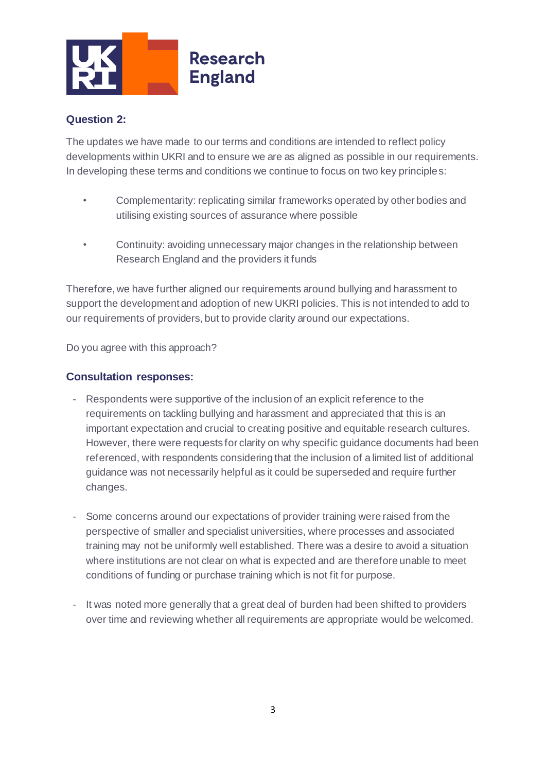## Question 2:

The updates we have made to our terms and conditions are intended to reflect policy developments within UKRI and to ensure we are as aligned as possible in our requirements. In developing these terms and conditions we continue to focus on two key principles:

- Complementarity: replicating similar frameworks operated by other bodies and utilising existing sources of assurance where possible
- Continuity: avoiding unnecessary major changes in the relationship between Research England and the providers it funds

Therefore, we have further aligned our requirements around bullying and harassment to support the development and adoption of new UKRI policies. This is not intended to add to our requirements of providers, but to provide clarity around our expectations.

Do you agree with this approach?

## Consultation responses:

- Respondents were supportive of the inclusion of an explicit reference to the requirements on tackling bullying and harassment and appreciated that this is an important expectation and crucial to creating positive and equitable research cultures. However, there were requests for clarity on why specific guidance documents had been referenced, with respondents considering that the inclusion of a limited list of additional guidance was not necessarily helpful as it could be superseded and require further changes.

- Some concerns around our expectations of provider training were raised from the perspective of smaller and specialist universities, where processes and associated training may not be uniformly well established. There was a desire to avoid a situation where institutions are not clear on what is expected and are therefore unable to meet conditions of funding or purchase training which is not fit for purpose.

- It was noted more generally that a great deal of burden had been shifted to providers over time and reviewing whether all requirements are appropriate would be welcomed.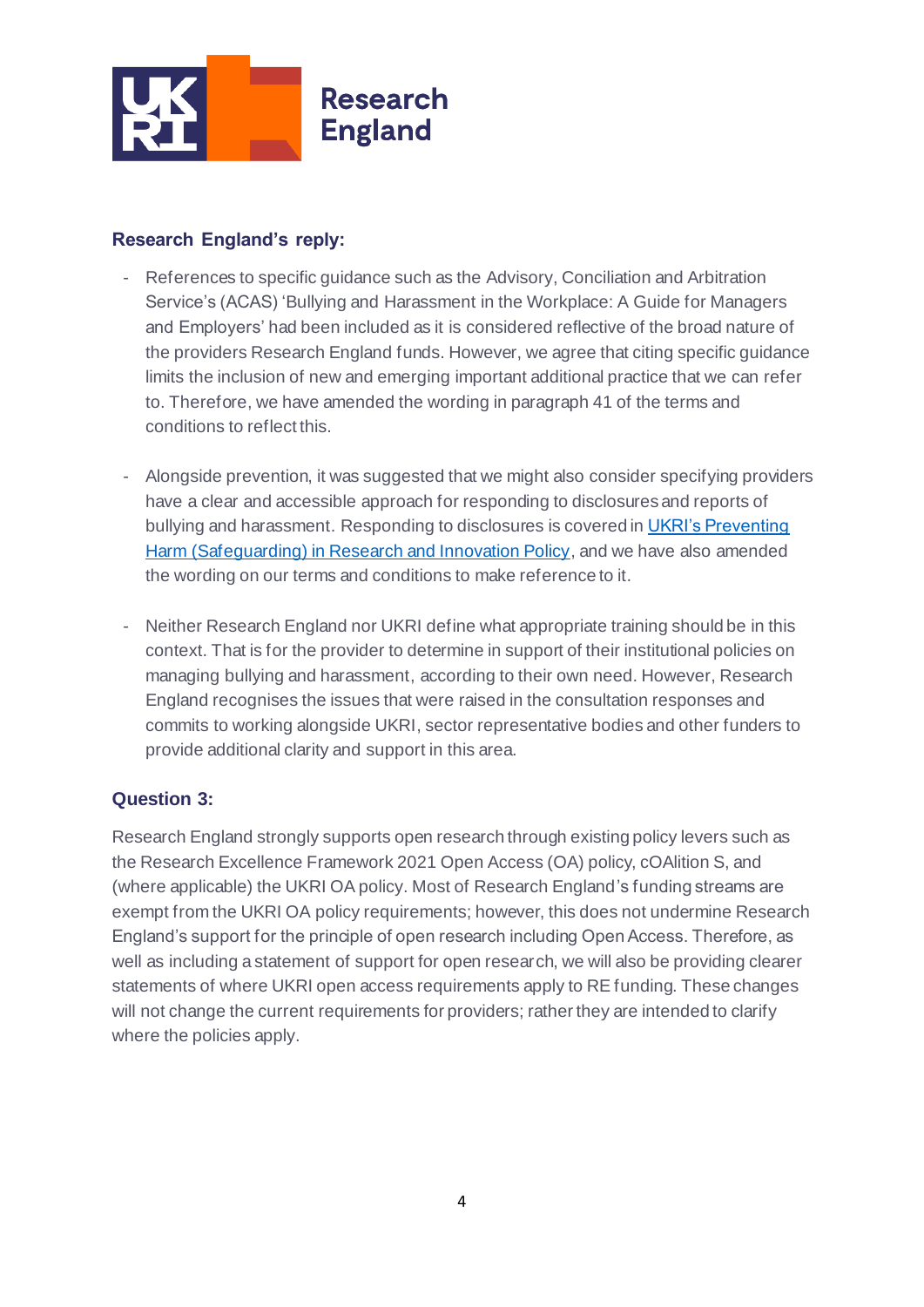**Research England's reply:**

- References to specific guidance such as the Advisory, Conciliation and Arbitration Service's (ACAS) 'Bullying and Harassment in the Workplace: A Guide for Managers and Employers' had been included as it is considered reflective of the broad nature of the providers Research England funds. However, we agree that citing specific guidance limits the inclusion of new and emerging important additional practice that we can refer to. Therefore, we have amended the wording in paragraph 41 of the terms and conditions to reflect this.

- Alongside prevention, it was suggested that we might also consider specifying providers have a clear and accessible approach for responding to disclosures and reports of bullying and harassment. Responding to disclosures is covered in [UKRI's Preventing Harm (Safeguarding) in Research and Innovation Policy](), and we have also amended the wording on our terms and conditions to make reference to it.

- Neither Research England nor UKRI define what appropriate training should be in this context. That is for the provider to determine in support of their institutional policies on managing bullying and harassment, according to their own need. However, Research England recognises the issues that were raised in the consultation responses and commits to working alongside UKRI, sector representative bodies and other funders to provide additional clarity and support in this area.

## Question 3:

Research England strongly supports open research through existing policy levers such as the Research Excellence Framework 2021 Open Access (OA) policy, cOAlition S, and (where applicable) the UKRI OA policy. Most of Research England's funding streams are exempt from the UKRI OA policy requirements; however, this does not undermine Research England's support for the principle of open research including Open Access. Therefore, as well as including a statement of support for open research, we will also be providing clearer statements of where UKRI open access requirements apply to RE funding. These changes will not change the current requirements for providers; rather they are intended to clarify where the policies apply.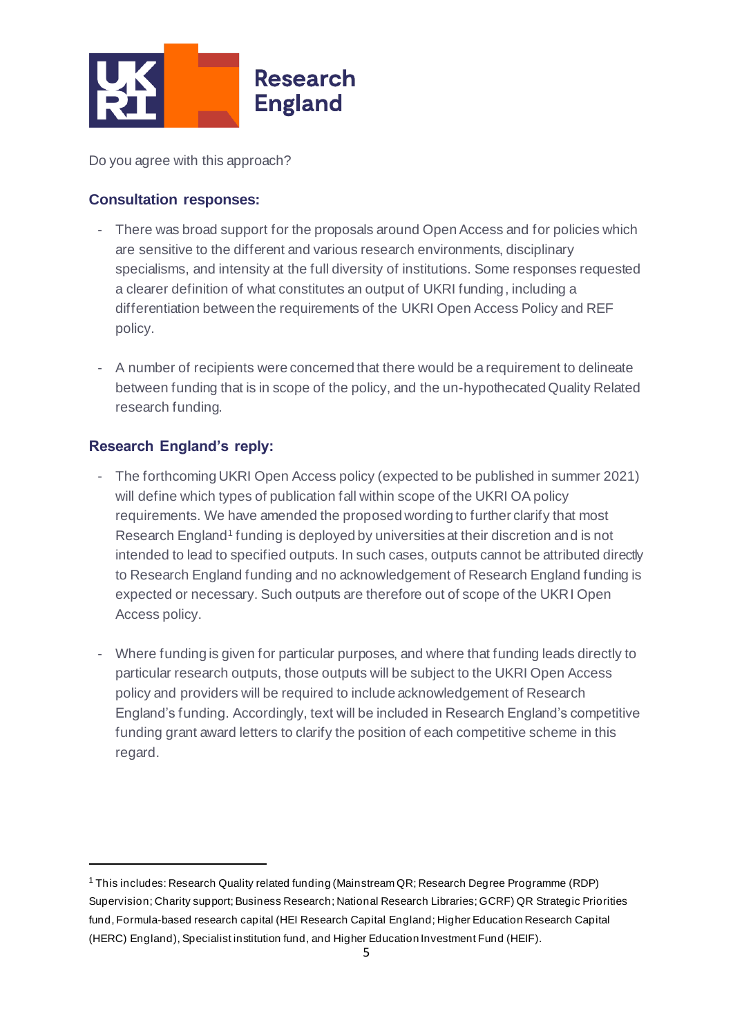Do you agree with this approach?

### Consultation responses:

- There was broad support for the proposals around Open Access and for policies which are sensitive to the different and various research environments, disciplinary specialisms, and intensity at the full diversity of institutions. Some responses requested a clearer definition of what constitutes an output of UKRI funding, including a differentiation between the requirements of the UKRI Open Access Policy and REF policy.

- A number of recipients were concerned that there would be a requirement to delineate between funding that is in scope of the policy, and the un-hypothecated Quality Related research funding.

### Research England's reply:

- The forthcoming UKRI Open Access policy (expected to be published in summer 2021) will define which types of publication fall within scope of the UKRI OA policy requirements. We have amended the proposed wording to further clarify that most Research England[1] funding is deployed by universities at their discretion and is not intended to lead to specified outputs. In such cases, outputs cannot be attributed directly to Research England funding and no acknowledgement of Research England funding is expected or necessary. Such outputs are therefore out of scope of the UKRI Open Access policy.

- Where funding is given for particular purposes, and where that funding leads directly to particular research outputs, those outputs will be subject to the UKRI Open Access policy and providers will be required to include acknowledgement of Research England's funding. Accordingly, text will be included in Research England's competitive funding grant award letters to clarify the position of each competitive scheme in this regard.

---

[1] This includes: Research Quality related funding (Mainstream QR; Research Degree Programme (RDP) Supervision; Charity support; Business Research; National Research Libraries; GCRF) QR Strategic Priorities fund, Formula-based research capital (HEI Research Capital England; Higher Education Research Capital (HERC) England), Specialist institution fund, and Higher Education Investment Fund (HEIF).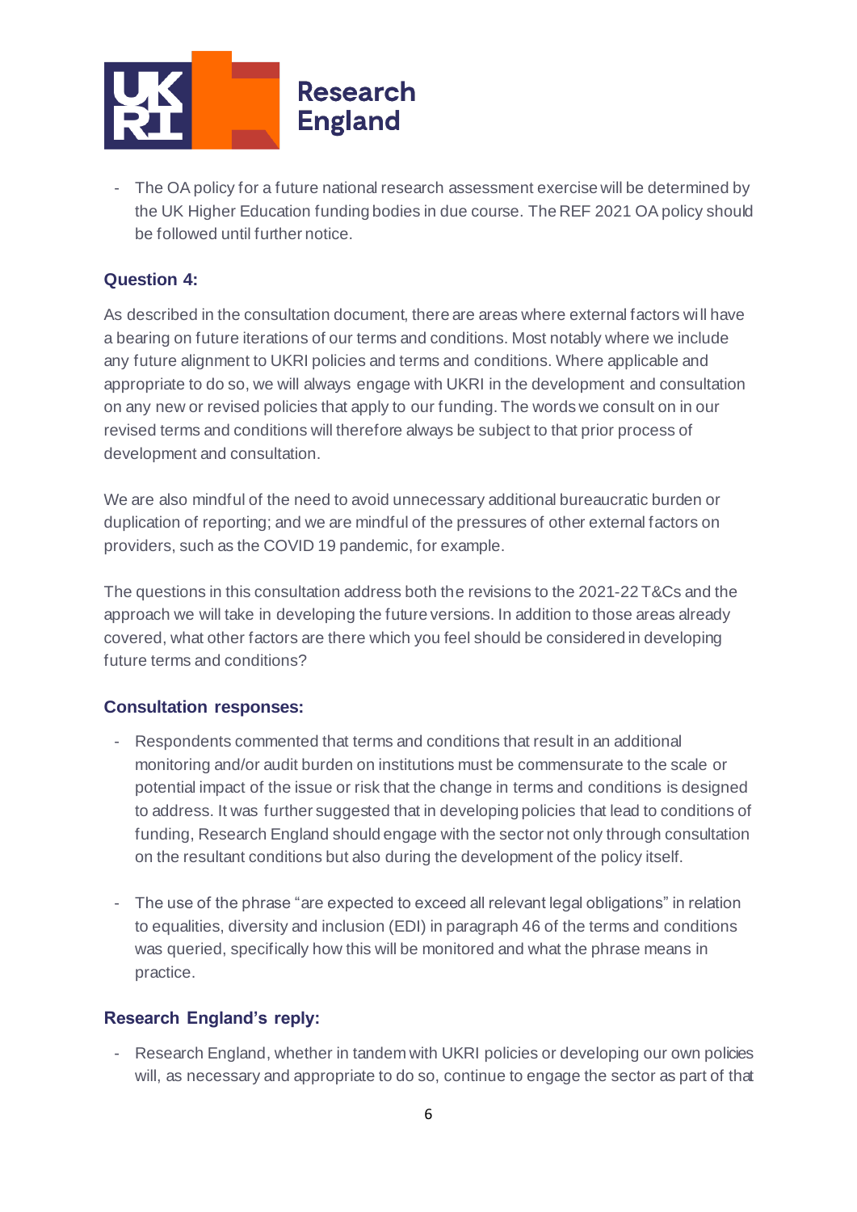- The OA policy for a future national research assessment exercise will be determined by the UK Higher Education funding bodies in due course. The REF 2021 OA policy should be followed until further notice.

### Question 4:

As described in the consultation document, there are areas where external factors will have a bearing on future iterations of our terms and conditions. Most notably where we include any future alignment to UKRI policies and terms and conditions. Where applicable and appropriate to do so, we will always engage with UKRI in the development and consultation on any new or revised policies that apply to our funding. The words we consult on in our revised terms and conditions will therefore always be subject to that prior process of development and consultation.

We are also mindful of the need to avoid unnecessary additional bureaucratic burden or duplication of reporting; and we are mindful of the pressures of other external factors on providers, such as the COVID 19 pandemic, for example.

The questions in this consultation address both the revisions to the 2021-22 T&Cs and the approach we will take in developing the future versions. In addition to those areas already covered, what other factors are there which you feel should be considered in developing future terms and conditions?

### Consultation responses:

- Respondents commented that terms and conditions that result in an additional monitoring and/or audit burden on institutions must be commensurate to the scale or potential impact of the issue or risk that the change in terms and conditions is designed to address. It was further suggested that in developing policies that lead to conditions of funding, Research England should engage with the sector not only through consultation on the resultant conditions but also during the development of the policy itself.

- The use of the phrase "are expected to exceed all relevant legal obligations" in relation to equalities, diversity and inclusion (EDI) in paragraph 46 of the terms and conditions was queried, specifically how this will be monitored and what the phrase means in practice.

### Research England's reply:

- Research England, whether in tandem with UKRI policies or developing our own policies will, as necessary and appropriate to do so, continue to engage the sector as part of that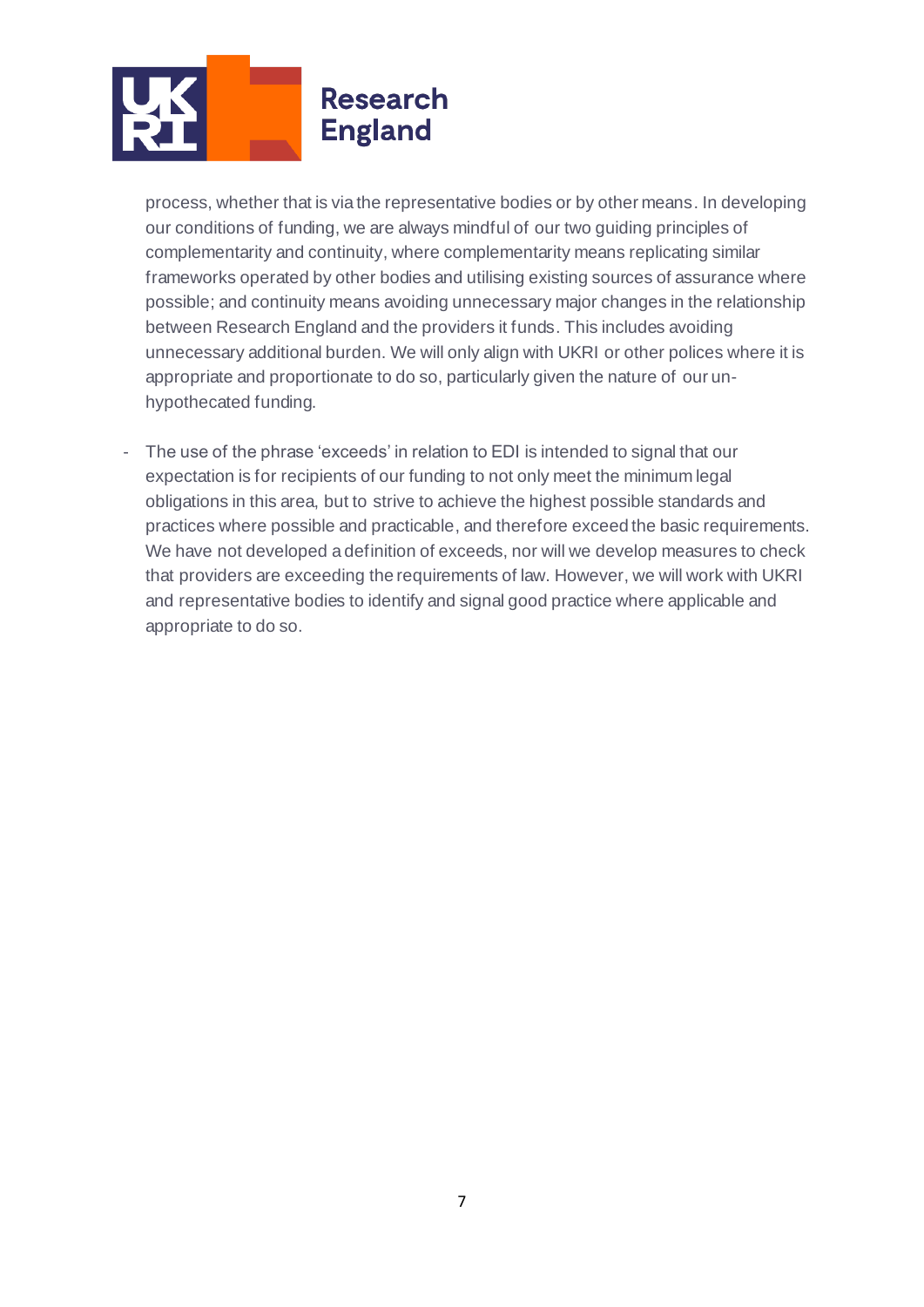process, whether that is via the representative bodies or by other means. In developing our conditions of funding, we are always mindful of our two guiding principles of complementarity and continuity, where complementarity means replicating similar frameworks operated by other bodies and utilising existing sources of assurance where possible; and continuity means avoiding unnecessary major changes in the relationship between Research England and the providers it funds. This includes avoiding unnecessary additional burden. We will only align with UKRI or other polices where it is appropriate and proportionate to do so, particularly given the nature of our un-hypothecated funding.

- The use of the phrase 'exceeds' in relation to EDI is intended to signal that our expectation is for recipients of our funding to not only meet the minimum legal obligations in this area, but to strive to achieve the highest possible standards and practices where possible and practicable, and therefore exceed the basic requirements. We have not developed a definition of exceeds, nor will we develop measures to check that providers are exceeding the requirements of law. However, we will work with UKRI and representative bodies to identify and signal good practice where applicable and appropriate to do so.